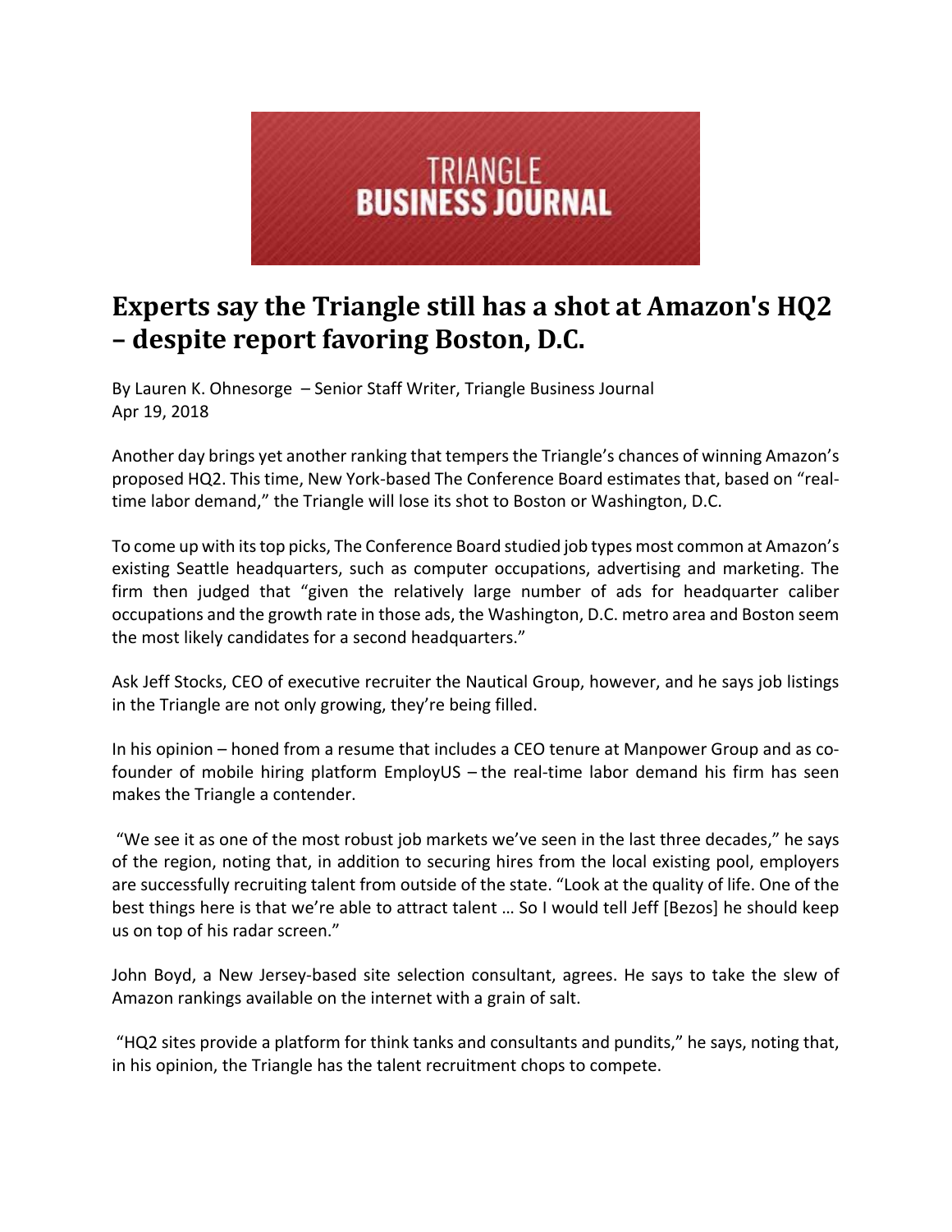TRIANGLE
**BUSINESS JOURNAL**

# Experts say the Triangle still has a shot at Amazon's HQ2 – despite report favoring Boston, D.C.

By Lauren K. Ohnesorge – Senior Staff Writer, Triangle Business Journal
Apr 19, 2018

Another day brings yet another ranking that tempers the Triangle's chances of winning Amazon's proposed HQ2. This time, New York-based The Conference Board estimates that, based on "real-time labor demand," the Triangle will lose its shot to Boston or Washington, D.C.

To come up with its top picks, The Conference Board studied job types most common at Amazon's existing Seattle headquarters, such as computer occupations, advertising and marketing. The firm then judged that "given the relatively large number of ads for headquarter caliber occupations and the growth rate in those ads, the Washington, D.C. metro area and Boston seem the most likely candidates for a second headquarters."

Ask Jeff Stocks, CEO of executive recruiter the Nautical Group, however, and he says job listings in the Triangle are not only growing, they're being filled.

In his opinion – honed from a resume that includes a CEO tenure at Manpower Group and as co-founder of mobile hiring platform EmployUS – the real-time labor demand his firm has seen makes the Triangle a contender.

"We see it as one of the most robust job markets we've seen in the last three decades," he says of the region, noting that, in addition to securing hires from the local existing pool, employers are successfully recruiting talent from outside of the state. "Look at the quality of life. One of the best things here is that we're able to attract talent … So I would tell Jeff [Bezos] he should keep us on top of his radar screen."

John Boyd, a New Jersey-based site selection consultant, agrees. He says to take the slew of Amazon rankings available on the internet with a grain of salt.

"HQ2 sites provide a platform for think tanks and consultants and pundits," he says, noting that, in his opinion, the Triangle has the talent recruitment chops to compete.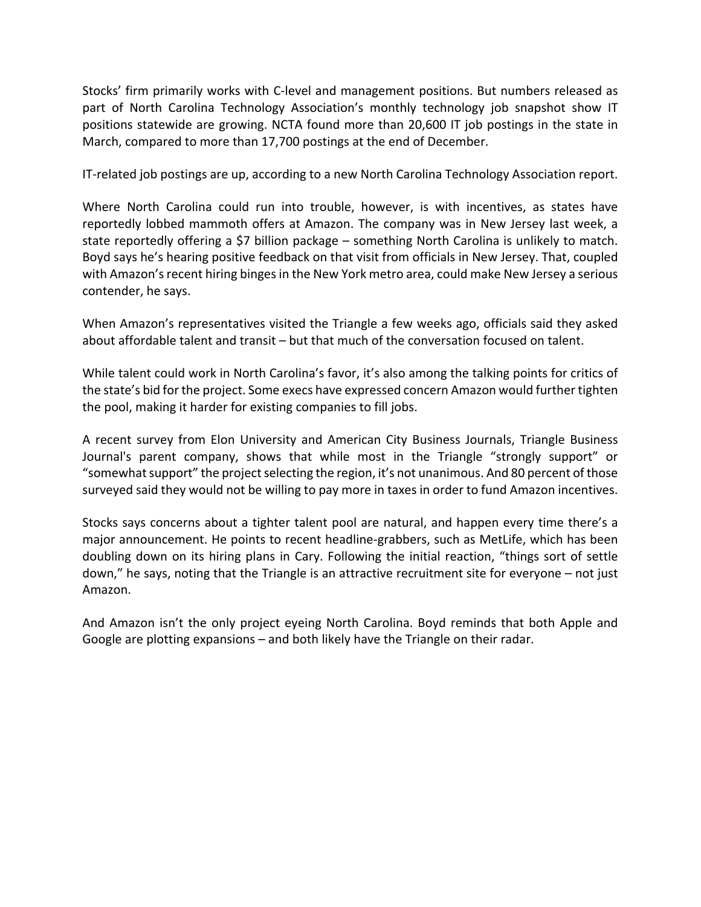Stocks' firm primarily works with C-level and management positions. But numbers released as part of North Carolina Technology Association's monthly technology job snapshot show IT positions statewide are growing. NCTA found more than 20,600 IT job postings in the state in March, compared to more than 17,700 postings at the end of December.

IT-related job postings are up, according to a new North Carolina Technology Association report.

Where North Carolina could run into trouble, however, is with incentives, as states have reportedly lobbed mammoth offers at Amazon. The company was in New Jersey last week, a state reportedly offering a $7 billion package – something North Carolina is unlikely to match. Boyd says he's hearing positive feedback on that visit from officials in New Jersey. That, coupled with Amazon's recent hiring binges in the New York metro area, could make New Jersey a serious contender, he says.

When Amazon's representatives visited the Triangle a few weeks ago, officials said they asked about affordable talent and transit – but that much of the conversation focused on talent.

While talent could work in North Carolina's favor, it's also among the talking points for critics of the state's bid for the project. Some execs have expressed concern Amazon would further tighten the pool, making it harder for existing companies to fill jobs.

A recent survey from Elon University and American City Business Journals, Triangle Business Journal's parent company, shows that while most in the Triangle "strongly support" or "somewhat support" the project selecting the region, it's not unanimous. And 80 percent of those surveyed said they would not be willing to pay more in taxes in order to fund Amazon incentives.

Stocks says concerns about a tighter talent pool are natural, and happen every time there's a major announcement. He points to recent headline-grabbers, such as MetLife, which has been doubling down on its hiring plans in Cary. Following the initial reaction, "things sort of settle down," he says, noting that the Triangle is an attractive recruitment site for everyone – not just Amazon.

And Amazon isn't the only project eyeing North Carolina. Boyd reminds that both Apple and Google are plotting expansions – and both likely have the Triangle on their radar.